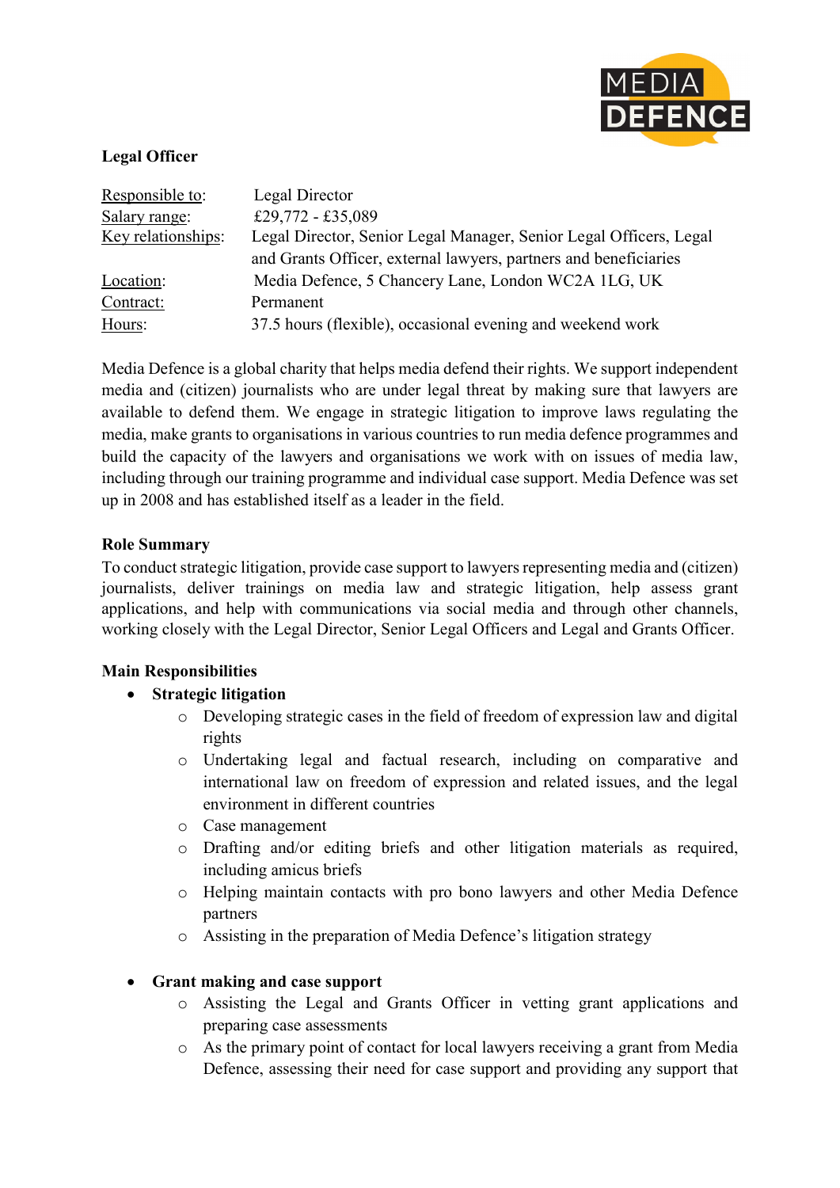**Legal Officer**

| | |
|---|---|
| Responsible to: | Legal Director |
| Salary range: | £29,772 - £35,089 |
| Key relationships: | Legal Director, Senior Legal Manager, Senior Legal Officers, Legal and Grants Officer, external lawyers, partners and beneficiaries |
| Location: | Media Defence, 5 Chancery Lane, London WC2A 1LG, UK |
| Contract: | Permanent |
| Hours: | 37.5 hours (flexible), occasional evening and weekend work |

Media Defence is a global charity that helps media defend their rights. We support independent media and (citizen) journalists who are under legal threat by making sure that lawyers are available to defend them. We engage in strategic litigation to improve laws regulating the media, make grants to organisations in various countries to run media defence programmes and build the capacity of the lawyers and organisations we work with on issues of media law, including through our training programme and individual case support. Media Defence was set up in 2008 and has established itself as a leader in the field.

**Role Summary**

To conduct strategic litigation, provide case support to lawyers representing media and (citizen) journalists, deliver trainings on media law and strategic litigation, help assess grant applications, and help with communications via social media and through other channels, working closely with the Legal Director, Senior Legal Officers and Legal and Grants Officer.

**Main Responsibilities**

- **Strategic litigation**
  - Developing strategic cases in the field of freedom of expression law and digital rights
  - Undertaking legal and factual research, including on comparative and international law on freedom of expression and related issues, and the legal environment in different countries
  - Case management
  - Drafting and/or editing briefs and other litigation materials as required, including amicus briefs
  - Helping maintain contacts with pro bono lawyers and other Media Defence partners
  - Assisting in the preparation of Media Defence's litigation strategy

- **Grant making and case support**
  - Assisting the Legal and Grants Officer in vetting grant applications and preparing case assessments
  - As the primary point of contact for local lawyers receiving a grant from Media Defence, assessing their need for case support and providing any support that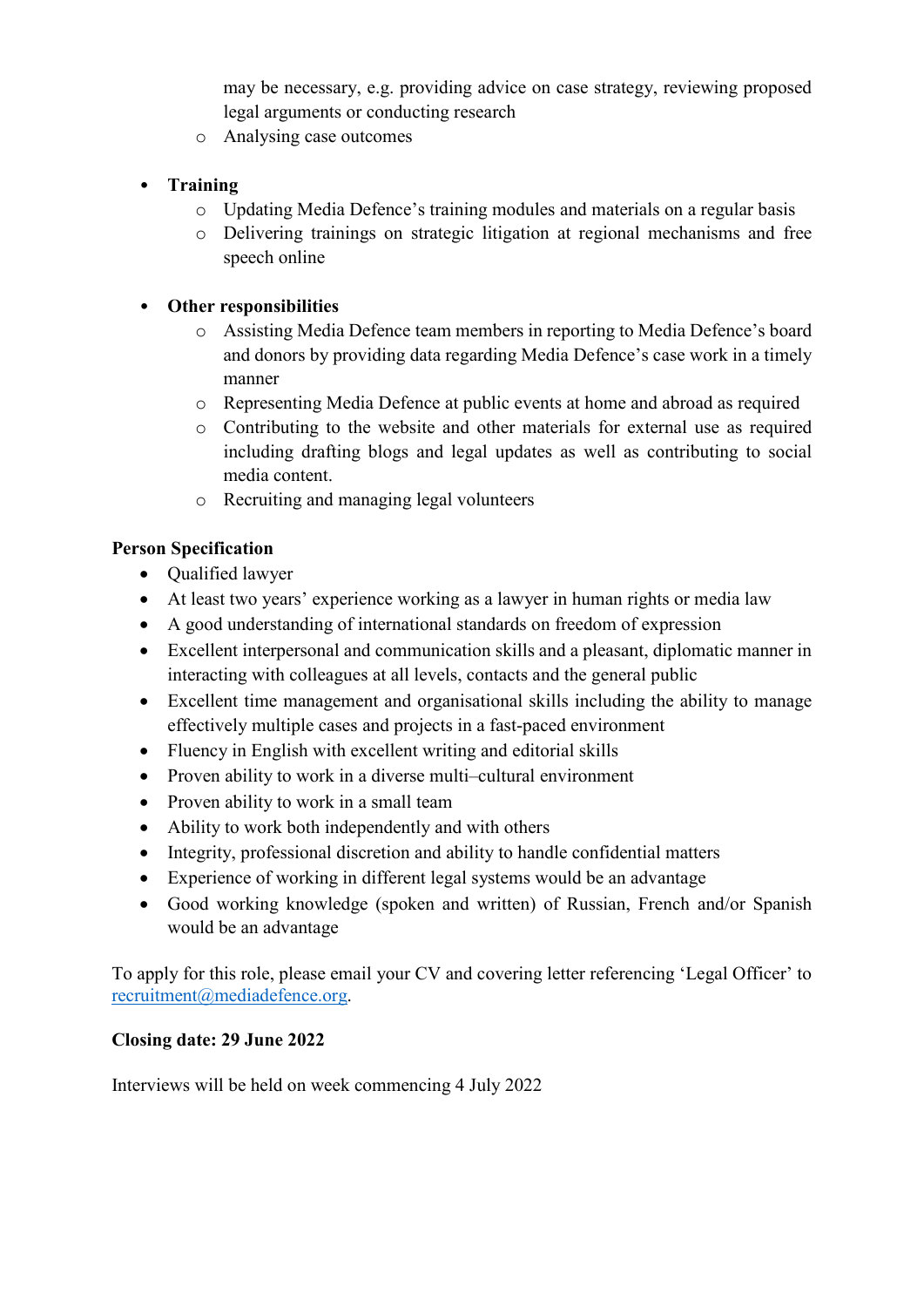may be necessary, e.g. providing advice on case strategy, reviewing proposed legal arguments or conducting research
  - Analysing case outcomes

- **Training**
  - Updating Media Defence's training modules and materials on a regular basis
  - Delivering trainings on strategic litigation at regional mechanisms and free speech online

- **Other responsibilities**
  - Assisting Media Defence team members in reporting to Media Defence's board and donors by providing data regarding Media Defence's case work in a timely manner
  - Representing Media Defence at public events at home and abroad as required
  - Contributing to the website and other materials for external use as required including drafting blogs and legal updates as well as contributing to social media content.
  - Recruiting and managing legal volunteers

**Person Specification**

- Qualified lawyer
- At least two years' experience working as a lawyer in human rights or media law
- A good understanding of international standards on freedom of expression
- Excellent interpersonal and communication skills and a pleasant, diplomatic manner in interacting with colleagues at all levels, contacts and the general public
- Excellent time management and organisational skills including the ability to manage effectively multiple cases and projects in a fast-paced environment
- Fluency in English with excellent writing and editorial skills
- Proven ability to work in a diverse multi–cultural environment
- Proven ability to work in a small team
- Ability to work both independently and with others
- Integrity, professional discretion and ability to handle confidential matters
- Experience of working in different legal systems would be an advantage
- Good working knowledge (spoken and written) of Russian, French and/or Spanish would be an advantage

To apply for this role, please email your CV and covering letter referencing 'Legal Officer' to recruitment@mediadefence.org.

**Closing date: 29 June 2022**

Interviews will be held on week commencing 4 July 2022